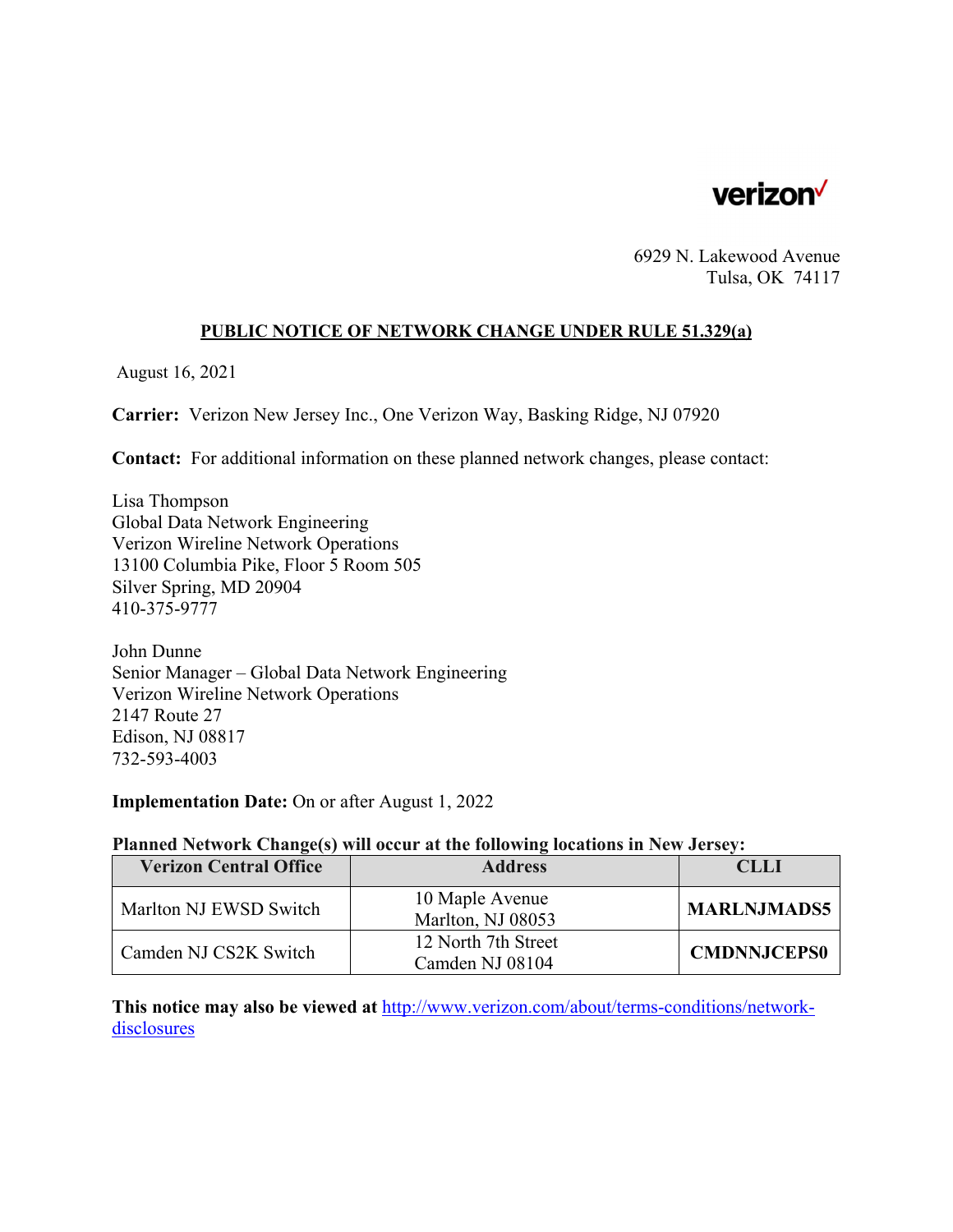verizon✓

6929 N. Lakewood Avenue
Tulsa, OK 74117

## PUBLIC NOTICE OF NETWORK CHANGE UNDER RULE 51.329(a)

August 16, 2021

**Carrier:** Verizon New Jersey Inc., One Verizon Way, Basking Ridge, NJ 07920

**Contact:** For additional information on these planned network changes, please contact:

Lisa Thompson
Global Data Network Engineering
Verizon Wireline Network Operations
13100 Columbia Pike, Floor 5 Room 505
Silver Spring, MD 20904
410-375-9777

John Dunne
Senior Manager – Global Data Network Engineering
Verizon Wireline Network Operations
2147 Route 27
Edison, NJ 08817
732-593-4003

**Implementation Date:** On or after August 1, 2022

**Planned Network Change(s) will occur at the following locations in New Jersey:**

| Verizon Central Office | Address | CLLI |
|---|---|---|
| Marlton NJ EWSD Switch | 10 Maple Avenue Marlton, NJ 08053 | **MARLNJMADS5** |
| Camden NJ CS2K Switch | 12 North 7th Street Camden NJ 08104 | **CMDNNJCEPS0** |

**This notice may also be viewed at** http://www.verizon.com/about/terms-conditions/network-disclosures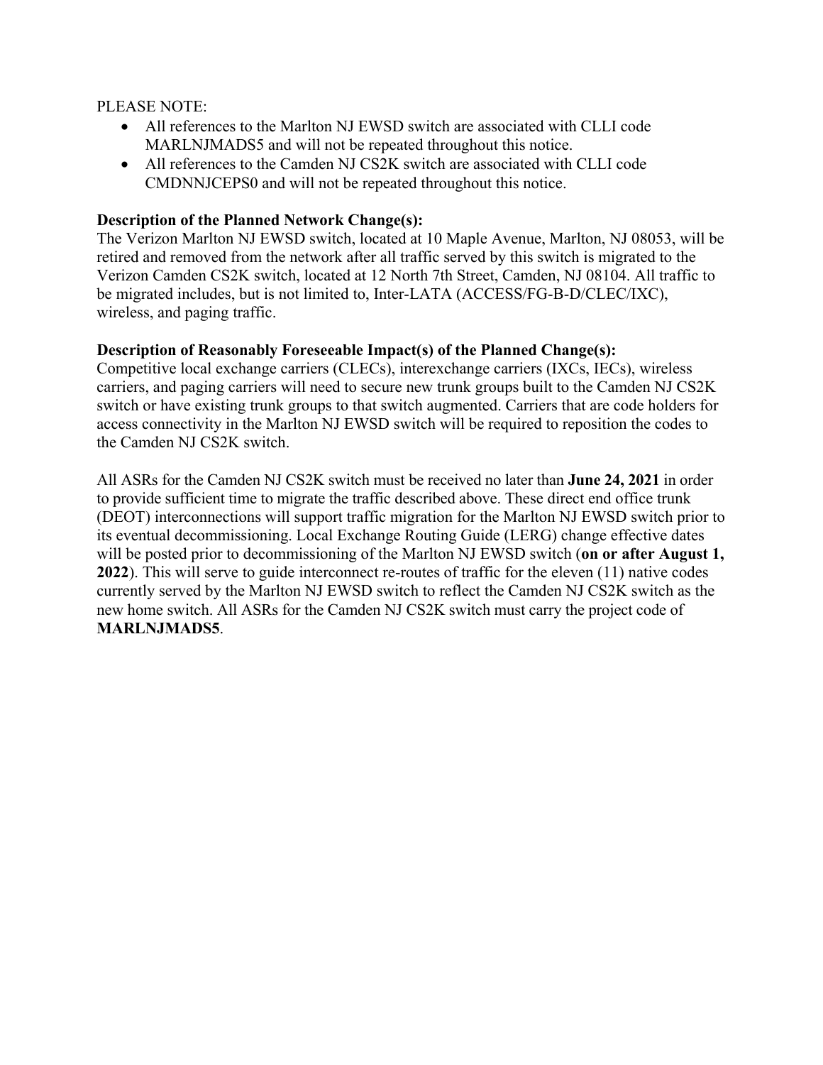PLEASE NOTE:

- All references to the Marlton NJ EWSD switch are associated with CLLI code MARLNJMADS5 and will not be repeated throughout this notice.
- All references to the Camden NJ CS2K switch are associated with CLLI code CMDNNJCEPS0 and will not be repeated throughout this notice.

**Description of the Planned Network Change(s):**
The Verizon Marlton NJ EWSD switch, located at 10 Maple Avenue, Marlton, NJ 08053, will be retired and removed from the network after all traffic served by this switch is migrated to the Verizon Camden CS2K switch, located at 12 North 7th Street, Camden, NJ 08104. All traffic to be migrated includes, but is not limited to, Inter-LATA (ACCESS/FG-B-D/CLEC/IXC), wireless, and paging traffic.

**Description of Reasonably Foreseeable Impact(s) of the Planned Change(s):**
Competitive local exchange carriers (CLECs), interexchange carriers (IXCs, IECs), wireless carriers, and paging carriers will need to secure new trunk groups built to the Camden NJ CS2K switch or have existing trunk groups to that switch augmented. Carriers that are code holders for access connectivity in the Marlton NJ EWSD switch will be required to reposition the codes to the Camden NJ CS2K switch.

All ASRs for the Camden NJ CS2K switch must be received no later than **June 24, 2021** in order to provide sufficient time to migrate the traffic described above. These direct end office trunk (DEOT) interconnections will support traffic migration for the Marlton NJ EWSD switch prior to its eventual decommissioning. Local Exchange Routing Guide (LERG) change effective dates will be posted prior to decommissioning of the Marlton NJ EWSD switch (**on or after August 1, 2022**). This will serve to guide interconnect re-routes of traffic for the eleven (11) native codes currently served by the Marlton NJ EWSD switch to reflect the Camden NJ CS2K switch as the new home switch. All ASRs for the Camden NJ CS2K switch must carry the project code of **MARLNJMADS5**.